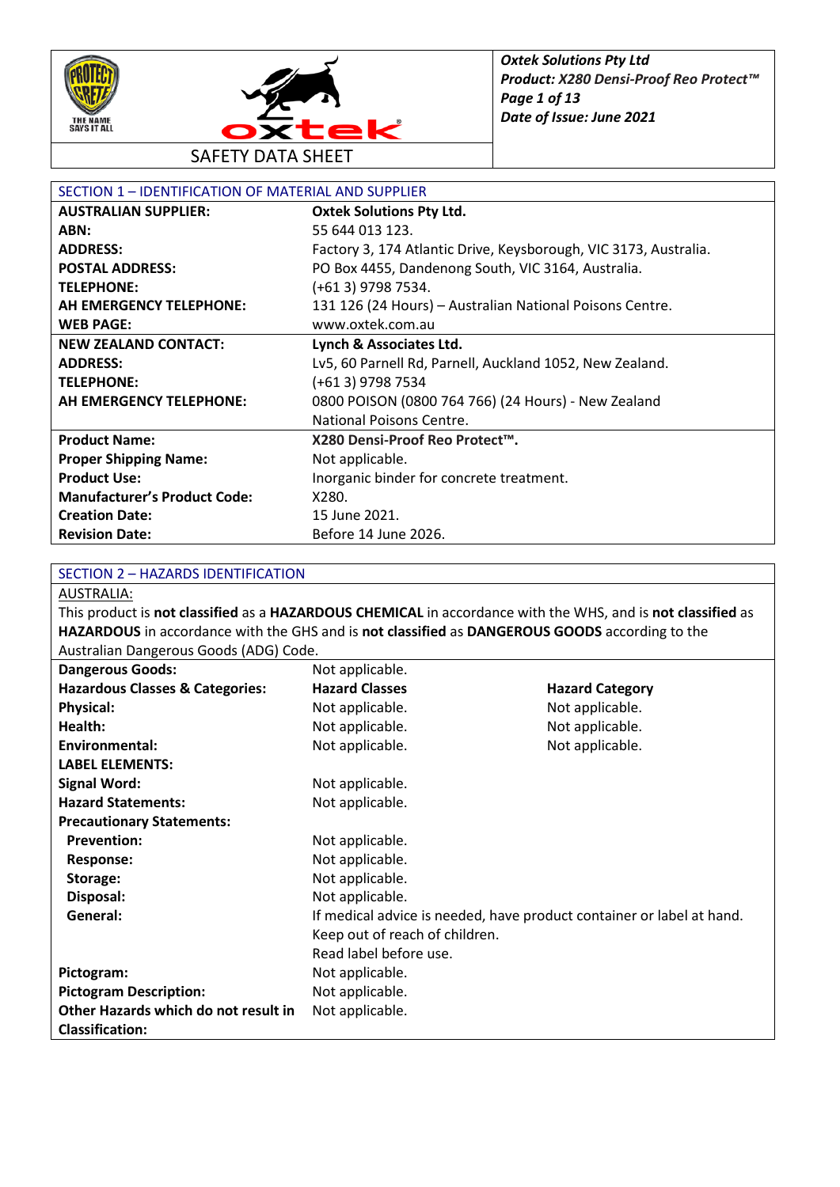# SAFETY DATA SHEET

## SECTION 1 – IDENTIFICATION OF MATERIAL AND SUPPLIER

| | |
|---|---|
| **AUSTRALIAN SUPPLIER:** | **Oxtek Solutions Pty Ltd.** |
| **ABN:** | 55 644 013 123. |
| **ADDRESS:** | Factory 3, 174 Atlantic Drive, Keysborough, VIC 3173, Australia. |
| **POSTAL ADDRESS:** | PO Box 4455, Dandenong South, VIC 3164, Australia. |
| **TELEPHONE:** | (+61 3) 9798 7534. |
| **AH EMERGENCY TELEPHONE:** | 131 126 (24 Hours) – Australian National Poisons Centre. |
| **WEB PAGE:** | www.oxtek.com.au |
| **NEW ZEALAND CONTACT:** | **Lynch & Associates Ltd.** |
| **ADDRESS:** | Lv5, 60 Parnell Rd, Parnell, Auckland 1052, New Zealand. |
| **TELEPHONE:** | (+61 3) 9798 7534 |
| **AH EMERGENCY TELEPHONE:** | 0800 POISON (0800 764 766) (24 Hours) - New Zealand National Poisons Centre. |
| **Product Name:** | **X280 Densi-Proof Reo Protect™.** |
| **Proper Shipping Name:** | Not applicable. |
| **Product Use:** | Inorganic binder for concrete treatment. |
| **Manufacturer's Product Code:** | X280. |
| **Creation Date:** | 15 June 2021. |
| **Revision Date:** | Before 14 June 2026. |

## SECTION 2 – HAZARDS IDENTIFICATION

AUSTRALIA:

This product is **not classified** as a **HAZARDOUS CHEMICAL** in accordance with the WHS, and is **not classified** as **HAZARDOUS** in accordance with the GHS and is **not classified** as **DANGEROUS GOODS** according to the Australian Dangerous Goods (ADG) Code.

| | | |
|---|---|---|
| **Dangerous Goods:** | Not applicable. | |
| **Hazardous Classes & Categories:** | **Hazard Classes** | **Hazard Category** |
| **Physical:** | Not applicable. | Not applicable. |
| **Health:** | Not applicable. | Not applicable. |
| **Environmental:** | Not applicable. | Not applicable. |
| **LABEL ELEMENTS:** | | |
| **Signal Word:** | Not applicable. | |
| **Hazard Statements:** | Not applicable. | |
| **Precautionary Statements:** | | |
| **Prevention:** | Not applicable. | |
| **Response:** | Not applicable. | |
| **Storage:** | Not applicable. | |
| **Disposal:** | Not applicable. | |
| **General:** | If medical advice is needed, have product container or label at hand. Keep out of reach of children. Read label before use. | |
| **Pictogram:** | Not applicable. | |
| **Pictogram Description:** | Not applicable. | |
| **Other Hazards which do not result in Classification:** | Not applicable. | |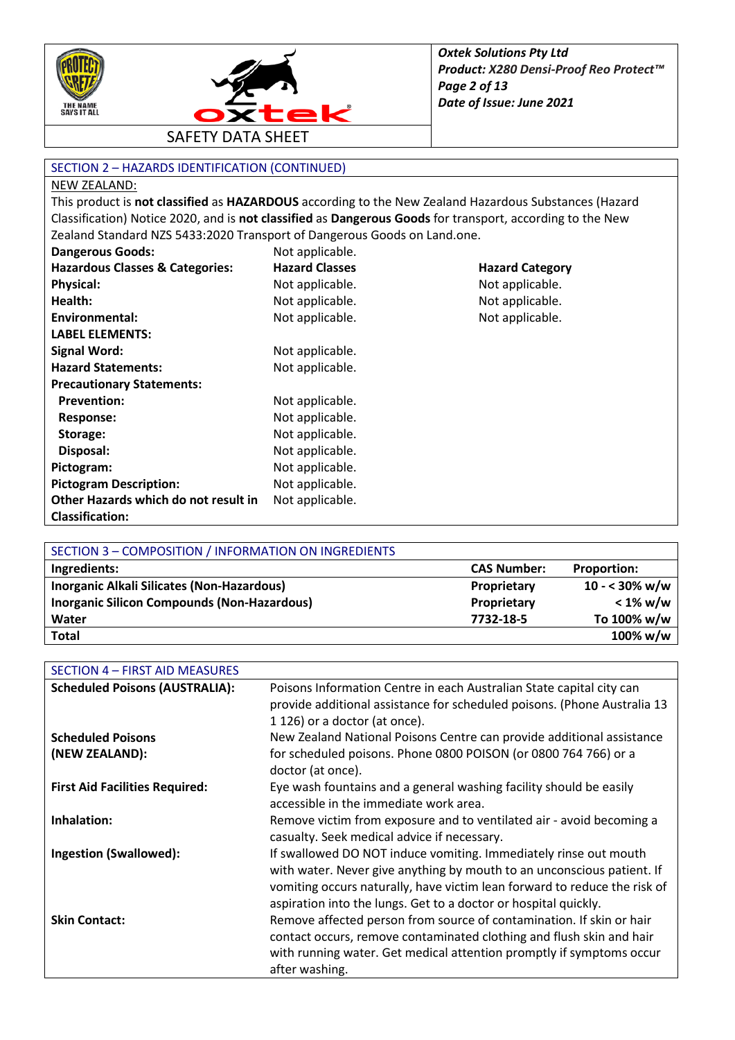## SECTION 2 – HAZARDS IDENTIFICATION (CONTINUED)

NEW ZEALAND:

This product is **not classified** as **HAZARDOUS** according to the New Zealand Hazardous Substances (Hazard Classification) Notice 2020, and is **not classified** as **Dangerous Goods** for transport, according to the New Zealand Standard NZS 5433:2020 Transport of Dangerous Goods on Land.one.

| | | |
|---|---|---|
| **Dangerous Goods:** | Not applicable. | |
| **Hazardous Classes & Categories:** | **Hazard Classes** | **Hazard Category** |
| **Physical:** | Not applicable. | Not applicable. |
| **Health:** | Not applicable. | Not applicable. |
| **Environmental:** | Not applicable. | Not applicable. |
| **LABEL ELEMENTS:** | | |
| **Signal Word:** | Not applicable. | |
| **Hazard Statements:** | Not applicable. | |
| **Precautionary Statements:** | | |
| **Prevention:** | Not applicable. | |
| **Response:** | Not applicable. | |
| **Storage:** | Not applicable. | |
| **Disposal:** | Not applicable. | |
| **Pictogram:** | Not applicable. | |
| **Pictogram Description:** | Not applicable. | |
| **Other Hazards which do not result in Classification:** | Not applicable. | |

## SECTION 3 – COMPOSITION / INFORMATION ON INGREDIENTS

| Ingredients: | CAS Number: | Proportion: |
|---|---|---|
| **Inorganic Alkali Silicates (Non-Hazardous)** | **Proprietary** | **10 - < 30% w/w** |
| **Inorganic Silicon Compounds (Non-Hazardous)** | **Proprietary** | **< 1% w/w** |
| **Water** | **7732-18-5** | **To 100% w/w** |
| **Total** | | **100% w/w** |

## SECTION 4 – FIRST AID MEASURES

| | |
|---|---|
| **Scheduled Poisons (AUSTRALIA):** | Poisons Information Centre in each Australian State capital city can provide additional assistance for scheduled poisons. (Phone Australia 13 1 126) or a doctor (at once). |
| **Scheduled Poisons (NEW ZEALAND):** | New Zealand National Poisons Centre can provide additional assistance for scheduled poisons. Phone 0800 POISON (or 0800 764 766) or a doctor (at once). |
| **First Aid Facilities Required:** | Eye wash fountains and a general washing facility should be easily accessible in the immediate work area. |
| **Inhalation:** | Remove victim from exposure and to ventilated air - avoid becoming a casualty. Seek medical advice if necessary. |
| **Ingestion (Swallowed):** | If swallowed DO NOT induce vomiting. Immediately rinse out mouth with water. Never give anything by mouth to an unconscious patient. If vomiting occurs naturally, have victim lean forward to reduce the risk of aspiration into the lungs. Get to a doctor or hospital quickly. |
| **Skin Contact:** | Remove affected person from source of contamination. If skin or hair contact occurs, remove contaminated clothing and flush skin and hair with running water. Get medical attention promptly if symptoms occur after washing. |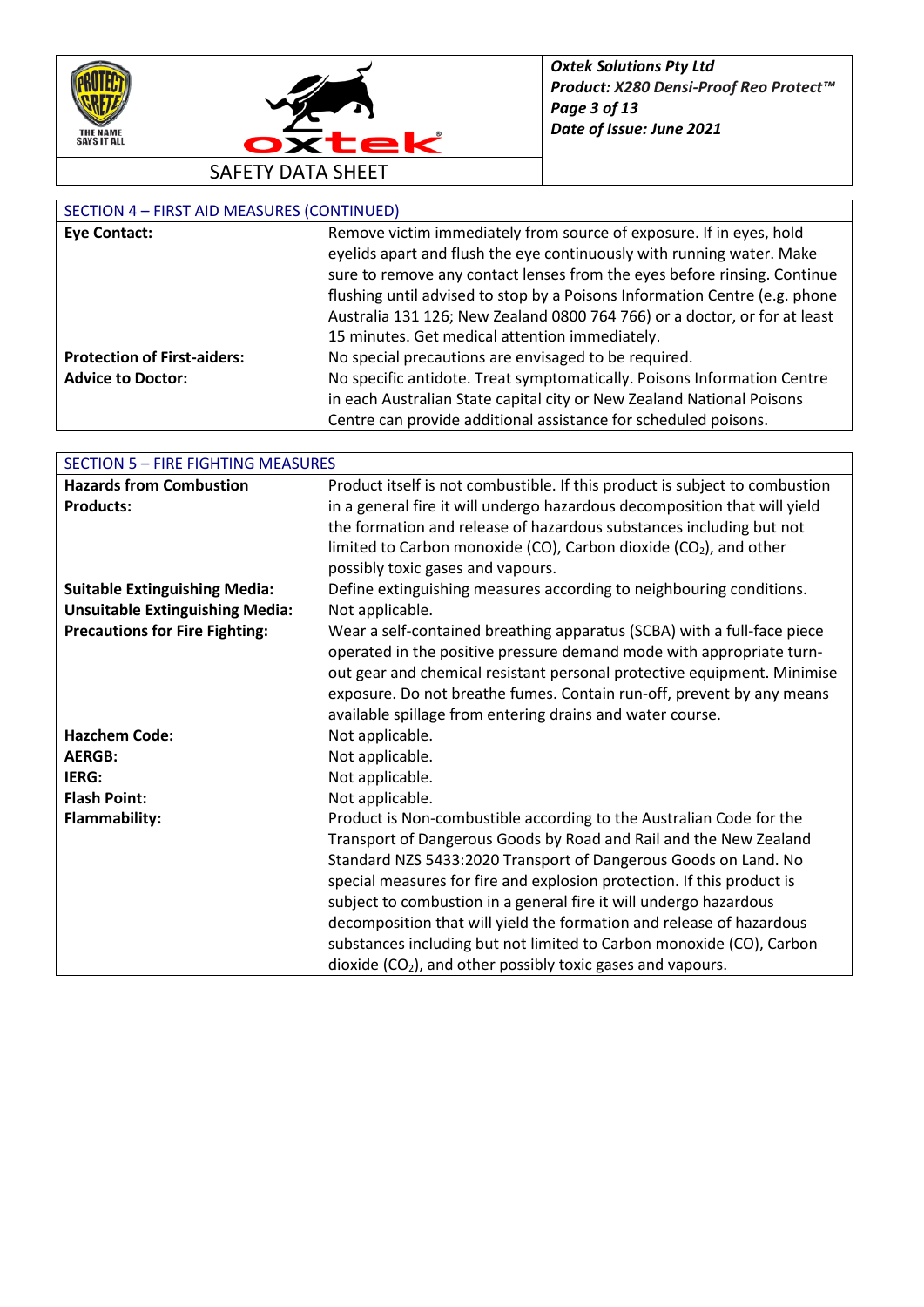## SECTION 4 – FIRST AID MEASURES (CONTINUED)

| | |
|---|---|
| **Eye Contact:** | Remove victim immediately from source of exposure. If in eyes, hold eyelids apart and flush the eye continuously with running water. Make sure to remove any contact lenses from the eyes before rinsing. Continue flushing until advised to stop by a Poisons Information Centre (e.g. phone Australia 131 126; New Zealand 0800 764 766) or a doctor, or for at least 15 minutes. Get medical attention immediately. |
| **Protection of First-aiders:** | No special precautions are envisaged to be required. |
| **Advice to Doctor:** | No specific antidote. Treat symptomatically. Poisons Information Centre in each Australian State capital city or New Zealand National Poisons Centre can provide additional assistance for scheduled poisons. |

## SECTION 5 – FIRE FIGHTING MEASURES

| | |
|---|---|
| **Hazards from Combustion Products:** | Product itself is not combustible. If this product is subject to combustion in a general fire it will undergo hazardous decomposition that will yield the formation and release of hazardous substances including but not limited to Carbon monoxide (CO), Carbon dioxide ($CO_2$), and other possibly toxic gases and vapours. |
| **Suitable Extinguishing Media:** | Define extinguishing measures according to neighbouring conditions. |
| **Unsuitable Extinguishing Media:** | Not applicable. |
| **Precautions for Fire Fighting:** | Wear a self-contained breathing apparatus (SCBA) with a full-face piece operated in the positive pressure demand mode with appropriate turn-out gear and chemical resistant personal protective equipment. Minimise exposure. Do not breathe fumes. Contain run-off, prevent by any means available spillage from entering drains and water course. |
| **Hazchem Code:** | Not applicable. |
| **AERGB:** | Not applicable. |
| **IERG:** | Not applicable. |
| **Flash Point:** | Not applicable. |
| **Flammability:** | Product is Non-combustible according to the Australian Code for the Transport of Dangerous Goods by Road and Rail and the New Zealand Standard NZS 5433:2020 Transport of Dangerous Goods on Land. No special measures for fire and explosion protection. If this product is subject to combustion in a general fire it will undergo hazardous decomposition that will yield the formation and release of hazardous substances including but not limited to Carbon monoxide (CO), Carbon dioxide ($CO_2$), and other possibly toxic gases and vapours. |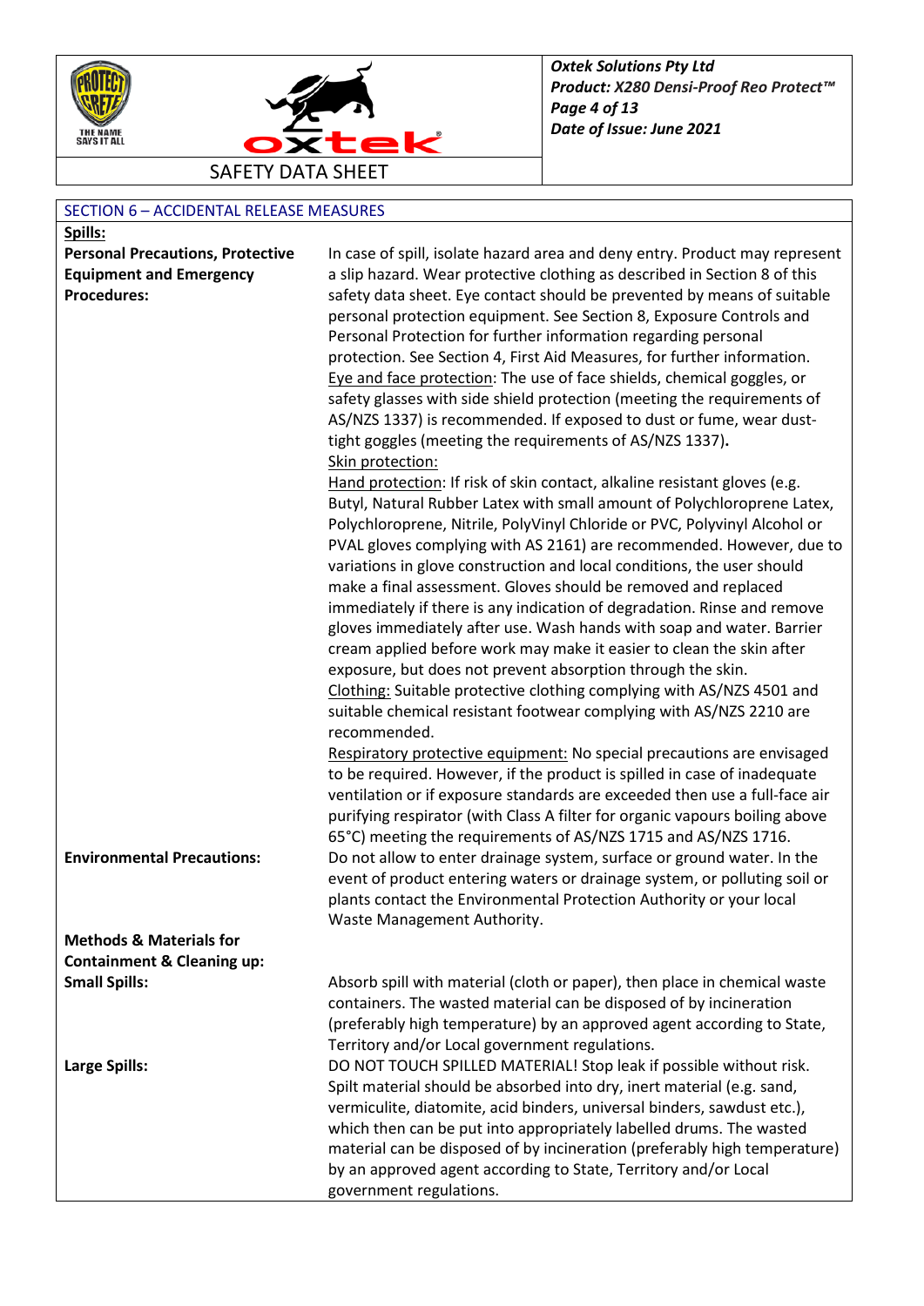## SECTION 6 – ACCIDENTAL RELEASE MEASURES

**Spills:**

| | |
|---|---|
| **Personal Precautions, Protective Equipment and Emergency Procedures:** | In case of spill, isolate hazard area and deny entry. Product may represent a slip hazard. Wear protective clothing as described in Section 8 of this safety data sheet. Eye contact should be prevented by means of suitable personal protection equipment. See Section 8, Exposure Controls and Personal Protection for further information regarding personal protection. See Section 4, First Aid Measures, for further information. Eye and face protection: The use of face shields, chemical goggles, or safety glasses with side shield protection (meeting the requirements of AS/NZS 1337) is recommended. If exposed to dust or fume, wear dust-tight goggles (meeting the requirements of AS/NZS 1337). Skin protection: Hand protection: If risk of skin contact, alkaline resistant gloves (e.g. Butyl, Natural Rubber Latex with small amount of Polychloroprene Latex, Polychloroprene, Nitrile, PolyVinyl Chloride or PVC, Polyvinyl Alcohol or PVAL gloves complying with AS 2161) are recommended. However, due to variations in glove construction and local conditions, the user should make a final assessment. Gloves should be removed and replaced immediately if there is any indication of degradation. Rinse and remove gloves immediately after use. Wash hands with soap and water. Barrier cream applied before work may make it easier to clean the skin after exposure, but does not prevent absorption through the skin. Clothing: Suitable protective clothing complying with AS/NZS 4501 and suitable chemical resistant footwear complying with AS/NZS 2210 are recommended. Respiratory protective equipment: No special precautions are envisaged to be required. However, if the product is spilled in case of inadequate ventilation or if exposure standards are exceeded then use a full-face air purifying respirator (with Class A filter for organic vapours boiling above 65°C) meeting the requirements of AS/NZS 1715 and AS/NZS 1716. |
| **Environmental Precautions:** | Do not allow to enter drainage system, surface or ground water. In the event of product entering waters or drainage system, or polluting soil or plants contact the Environmental Protection Authority or your local Waste Management Authority. |
| **Methods & Materials for Containment & Cleaning up:** | |
| **Small Spills:** | Absorb spill with material (cloth or paper), then place in chemical waste containers. The wasted material can be disposed of by incineration (preferably high temperature) by an approved agent according to State, Territory and/or Local government regulations. |
| **Large Spills:** | DO NOT TOUCH SPILLED MATERIAL! Stop leak if possible without risk. Spilt material should be absorbed into dry, inert material (e.g. sand, vermiculite, diatomite, acid binders, universal binders, sawdust etc.), which then can be put into appropriately labelled drums. The wasted material can be disposed of by incineration (preferably high temperature) by an approved agent according to State, Territory and/or Local government regulations. |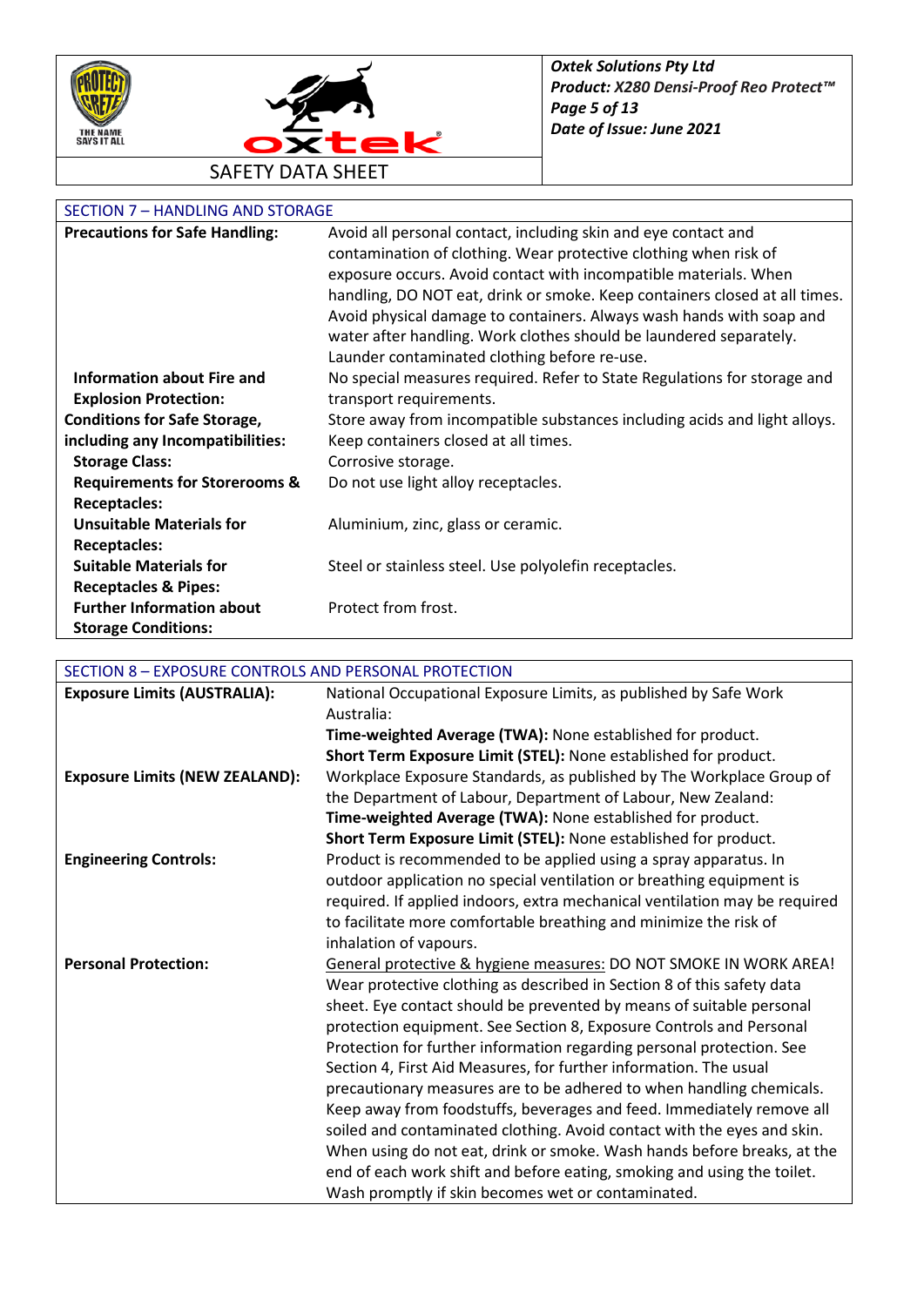## SECTION 7 – HANDLING AND STORAGE

| | |
|---|---|
| **Precautions for Safe Handling:** | Avoid all personal contact, including skin and eye contact and contamination of clothing. Wear protective clothing when risk of exposure occurs. Avoid contact with incompatible materials. When handling, DO NOT eat, drink or smoke. Keep containers closed at all times. Avoid physical damage to containers. Always wash hands with soap and water after handling. Work clothes should be laundered separately. Launder contaminated clothing before re-use. |
| **Information about Fire and Explosion Protection:** | No special measures required. Refer to State Regulations for storage and transport requirements. |
| **Conditions for Safe Storage, including any Incompatibilities:** | Store away from incompatible substances including acids and light alloys. Keep containers closed at all times. |
| **Storage Class:** | Corrosive storage. |
| **Requirements for Storerooms & Receptacles:** | Do not use light alloy receptacles. |
| **Unsuitable Materials for Receptacles:** | Aluminium, zinc, glass or ceramic. |
| **Suitable Materials for Receptacles & Pipes:** | Steel or stainless steel. Use polyolefin receptacles. |
| **Further Information about Storage Conditions:** | Protect from frost. |

## SECTION 8 – EXPOSURE CONTROLS AND PERSONAL PROTECTION

| | |
|---|---|
| **Exposure Limits (AUSTRALIA):** | National Occupational Exposure Limits, as published by Safe Work Australia:<br>**Time-weighted Average (TWA):** None established for product.<br>**Short Term Exposure Limit (STEL):** None established for product. |
| **Exposure Limits (NEW ZEALAND):** | Workplace Exposure Standards, as published by The Workplace Group of the Department of Labour, Department of Labour, New Zealand:<br>**Time-weighted Average (TWA):** None established for product.<br>**Short Term Exposure Limit (STEL):** None established for product. |
| **Engineering Controls:** | Product is recommended to be applied using a spray apparatus. In outdoor application no special ventilation or breathing equipment is required. If applied indoors, extra mechanical ventilation may be required to facilitate more comfortable breathing and minimize the risk of inhalation of vapours. |
| **Personal Protection:** | General protective & hygiene measures: DO NOT SMOKE IN WORK AREA! Wear protective clothing as described in Section 8 of this safety data sheet. Eye contact should be prevented by means of suitable personal protection equipment. See Section 8, Exposure Controls and Personal Protection for further information regarding personal protection. See Section 4, First Aid Measures, for further information. The usual precautionary measures are to be adhered to when handling chemicals. Keep away from foodstuffs, beverages and feed. Immediately remove all soiled and contaminated clothing. Avoid contact with the eyes and skin. When using do not eat, drink or smoke. Wash hands before breaks, at the end of each work shift and before eating, smoking and using the toilet. Wash promptly if skin becomes wet or contaminated. |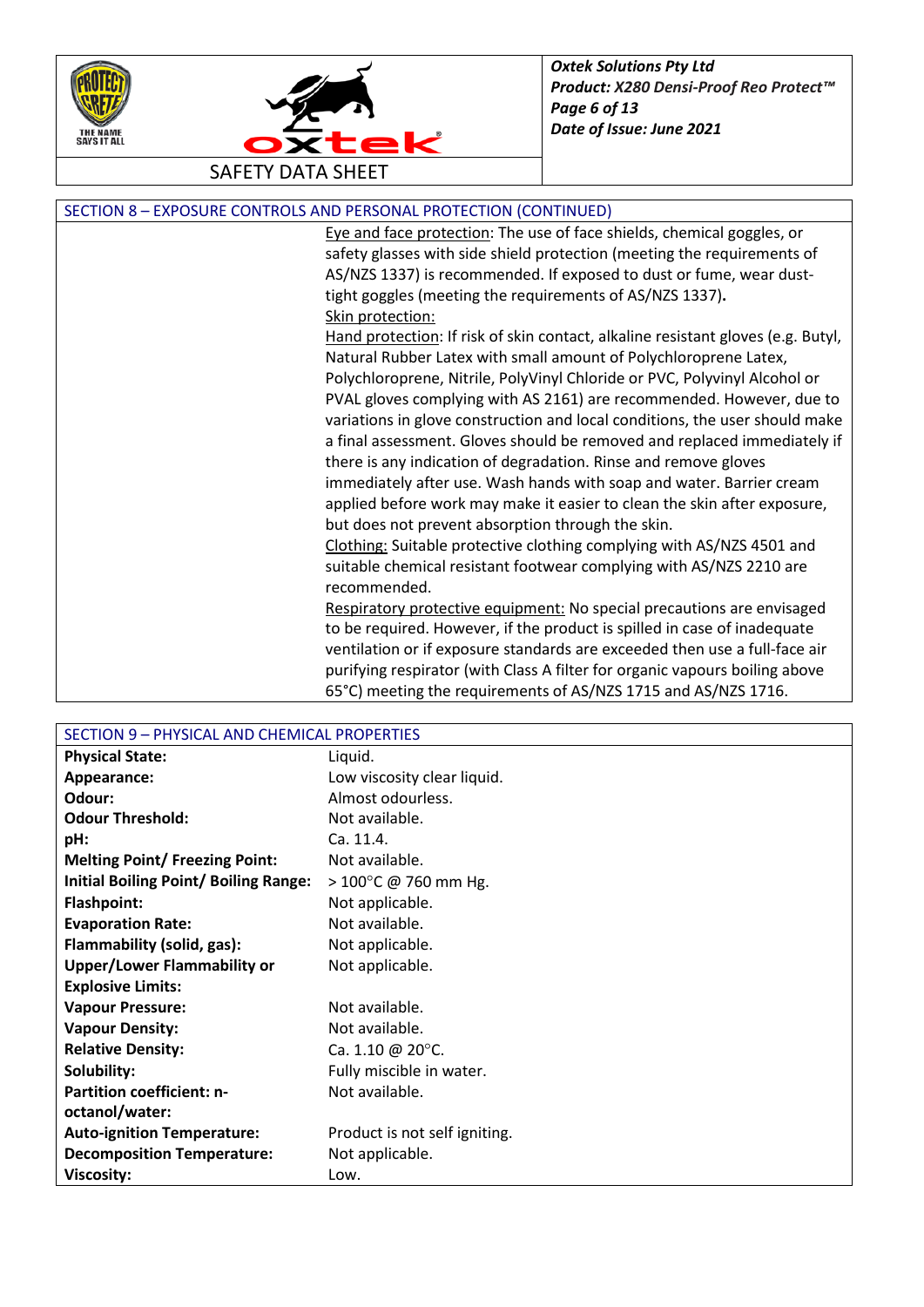## SECTION 8 – EXPOSURE CONTROLS AND PERSONAL PROTECTION (CONTINUED)

Eye and face protection: The use of face shields, chemical goggles, or safety glasses with side shield protection (meeting the requirements of AS/NZS 1337) is recommended. If exposed to dust or fume, wear dust-tight goggles (meeting the requirements of AS/NZS 1337).

Skin protection:

Hand protection: If risk of skin contact, alkaline resistant gloves (e.g. Butyl, Natural Rubber Latex with small amount of Polychloroprene Latex, Polychloroprene, Nitrile, PolyVinyl Chloride or PVC, Polyvinyl Alcohol or PVAL gloves complying with AS 2161) are recommended. However, due to variations in glove construction and local conditions, the user should make a final assessment. Gloves should be removed and replaced immediately if there is any indication of degradation. Rinse and remove gloves immediately after use. Wash hands with soap and water. Barrier cream applied before work may make it easier to clean the skin after exposure, but does not prevent absorption through the skin.

Clothing: Suitable protective clothing complying with AS/NZS 4501 and suitable chemical resistant footwear complying with AS/NZS 2210 are recommended.

Respiratory protective equipment: No special precautions are envisaged to be required. However, if the product is spilled in case of inadequate ventilation or if exposure standards are exceeded then use a full-face air purifying respirator (with Class A filter for organic vapours boiling above 65°C) meeting the requirements of AS/NZS 1715 and AS/NZS 1716.

## SECTION 9 – PHYSICAL AND CHEMICAL PROPERTIES

| Property | Value |
|---|---|
| **Physical State:** | Liquid. |
| **Appearance:** | Low viscosity clear liquid. |
| **Odour:** | Almost odourless. |
| **Odour Threshold:** | Not available. |
| **pH:** | Ca. 11.4. |
| **Melting Point/ Freezing Point:** | Not available. |
| **Initial Boiling Point/ Boiling Range:** | > 100°C @ 760 mm Hg. |
| **Flashpoint:** | Not applicable. |
| **Evaporation Rate:** | Not available. |
| **Flammability (solid, gas):** | Not applicable. |
| **Upper/Lower Flammability or Explosive Limits:** | Not applicable. |
| **Vapour Pressure:** | Not available. |
| **Vapour Density:** | Not available. |
| **Relative Density:** | Ca. 1.10 @ 20°C. |
| **Solubility:** | Fully miscible in water. |
| **Partition coefficient: n-octanol/water:** | Not available. |
| **Auto-ignition Temperature:** | Product is not self igniting. |
| **Decomposition Temperature:** | Not applicable. |
| **Viscosity:** | Low. |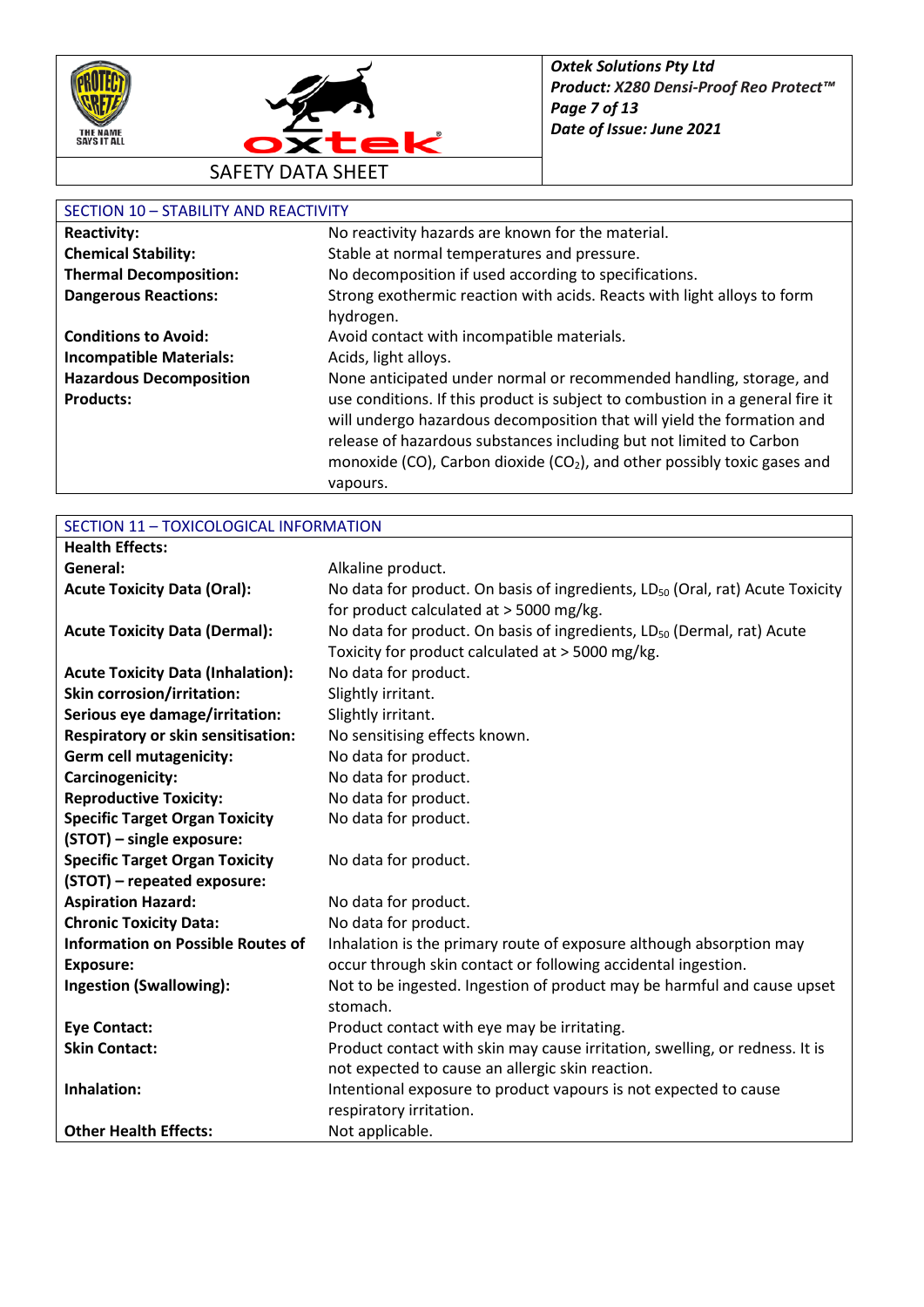## SECTION 10 – STABILITY AND REACTIVITY

| | |
|---|---|
| **Reactivity:** | No reactivity hazards are known for the material. |
| **Chemical Stability:** | Stable at normal temperatures and pressure. |
| **Thermal Decomposition:** | No decomposition if used according to specifications. |
| **Dangerous Reactions:** | Strong exothermic reaction with acids. Reacts with light alloys to form hydrogen. |
| **Conditions to Avoid:** | Avoid contact with incompatible materials. |
| **Incompatible Materials:** | Acids, light alloys. |
| **Hazardous Decomposition Products:** | None anticipated under normal or recommended handling, storage, and use conditions. If this product is subject to combustion in a general fire it will undergo hazardous decomposition that will yield the formation and release of hazardous substances including but not limited to Carbon monoxide (CO), Carbon dioxide ($CO_2$), and other possibly toxic gases and vapours. |

## SECTION 11 – TOXICOLOGICAL INFORMATION

| | |
|---|---|
| **Health Effects:** | |
| **General:** | Alkaline product. |
| **Acute Toxicity Data (Oral):** | No data for product. On basis of ingredients, $LD_{50}$ (Oral, rat) Acute Toxicity for product calculated at > 5000 mg/kg. |
| **Acute Toxicity Data (Dermal):** | No data for product. On basis of ingredients, $LD_{50}$ (Dermal, rat) Acute Toxicity for product calculated at > 5000 mg/kg. |
| **Acute Toxicity Data (Inhalation):** | No data for product. |
| **Skin corrosion/irritation:** | Slightly irritant. |
| **Serious eye damage/irritation:** | Slightly irritant. |
| **Respiratory or skin sensitisation:** | No sensitising effects known. |
| **Germ cell mutagenicity:** | No data for product. |
| **Carcinogenicity:** | No data for product. |
| **Reproductive Toxicity:** | No data for product. |
| **Specific Target Organ Toxicity (STOT) – single exposure:** | No data for product. |
| **Specific Target Organ Toxicity (STOT) – repeated exposure:** | No data for product. |
| **Aspiration Hazard:** | No data for product. |
| **Chronic Toxicity Data:** | No data for product. |
| **Information on Possible Routes of Exposure:** | Inhalation is the primary route of exposure although absorption may occur through skin contact or following accidental ingestion. |
| **Ingestion (Swallowing):** | Not to be ingested. Ingestion of product may be harmful and cause upset stomach. |
| **Eye Contact:** | Product contact with eye may be irritating. |
| **Skin Contact:** | Product contact with skin may cause irritation, swelling, or redness. It is not expected to cause an allergic skin reaction. |
| **Inhalation:** | Intentional exposure to product vapours is not expected to cause respiratory irritation. |
| **Other Health Effects:** | Not applicable. |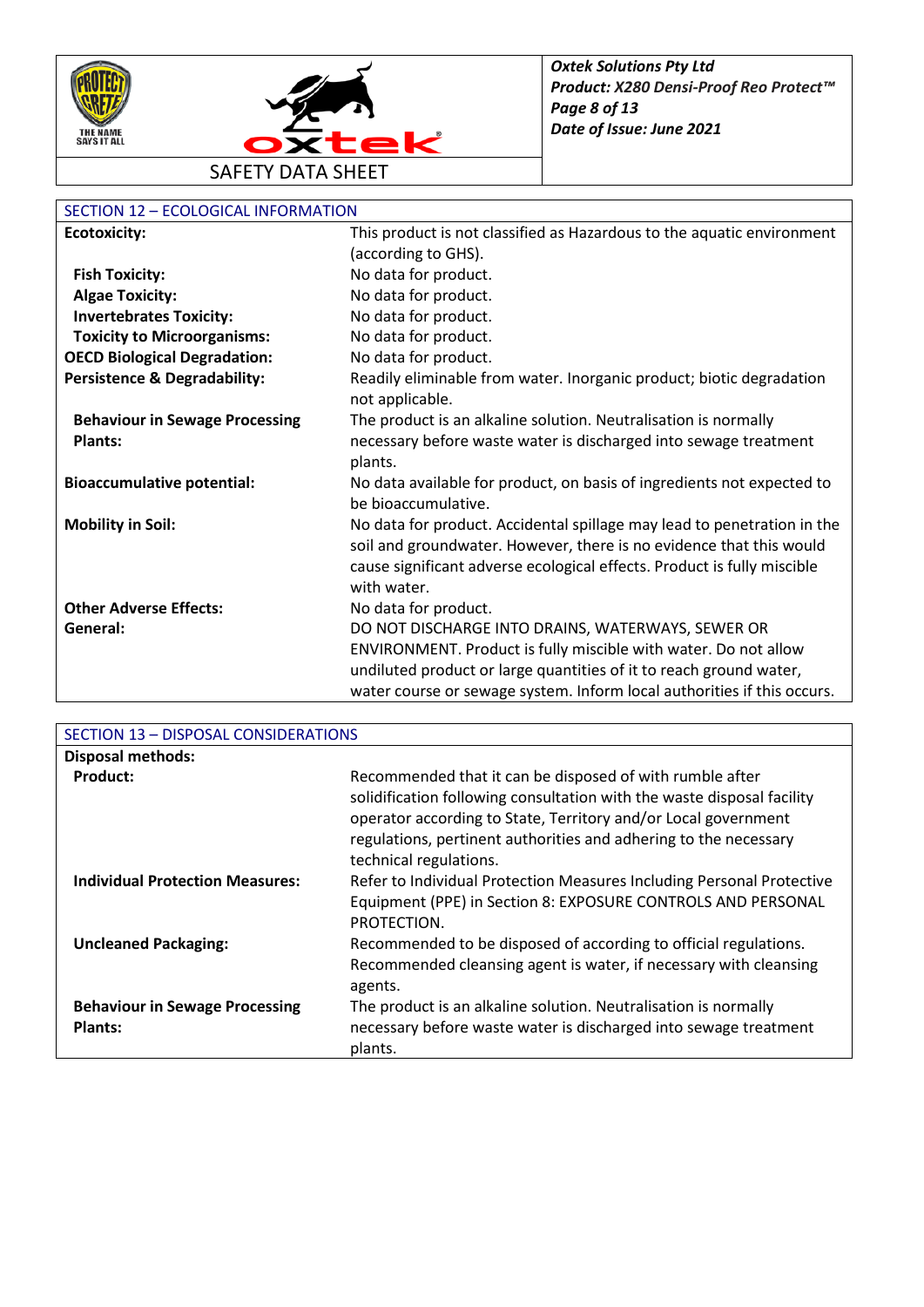## SECTION 12 – ECOLOGICAL INFORMATION

| | |
|---|---|
| **Ecotoxicity:** | This product is not classified as Hazardous to the aquatic environment (according to GHS). |
| **Fish Toxicity:** | No data for product. |
| **Algae Toxicity:** | No data for product. |
| **Invertebrates Toxicity:** | No data for product. |
| **Toxicity to Microorganisms:** | No data for product. |
| **OECD Biological Degradation:** | No data for product. |
| **Persistence & Degradability:** | Readily eliminable from water. Inorganic product; biotic degradation not applicable. |
| **Behaviour in Sewage Processing Plants:** | The product is an alkaline solution. Neutralisation is normally necessary before waste water is discharged into sewage treatment plants. |
| **Bioaccumulative potential:** | No data available for product, on basis of ingredients not expected to be bioaccumulative. |
| **Mobility in Soil:** | No data for product. Accidental spillage may lead to penetration in the soil and groundwater. However, there is no evidence that this would cause significant adverse ecological effects. Product is fully miscible with water. |
| **Other Adverse Effects:** | No data for product. |
| **General:** | DO NOT DISCHARGE INTO DRAINS, WATERWAYS, SEWER OR ENVIRONMENT. Product is fully miscible with water. Do not allow undiluted product or large quantities of it to reach ground water, water course or sewage system. Inform local authorities if this occurs. |

## SECTION 13 – DISPOSAL CONSIDERATIONS

| | |
|---|---|
| **Disposal methods:** | |
| **Product:** | Recommended that it can be disposed of with rumble after solidification following consultation with the waste disposal facility operator according to State, Territory and/or Local government regulations, pertinent authorities and adhering to the necessary technical regulations. |
| **Individual Protection Measures:** | Refer to Individual Protection Measures Including Personal Protective Equipment (PPE) in Section 8: EXPOSURE CONTROLS AND PERSONAL PROTECTION. |
| **Uncleaned Packaging:** | Recommended to be disposed of according to official regulations. Recommended cleansing agent is water, if necessary with cleansing agents. |
| **Behaviour in Sewage Processing Plants:** | The product is an alkaline solution. Neutralisation is normally necessary before waste water is discharged into sewage treatment plants. |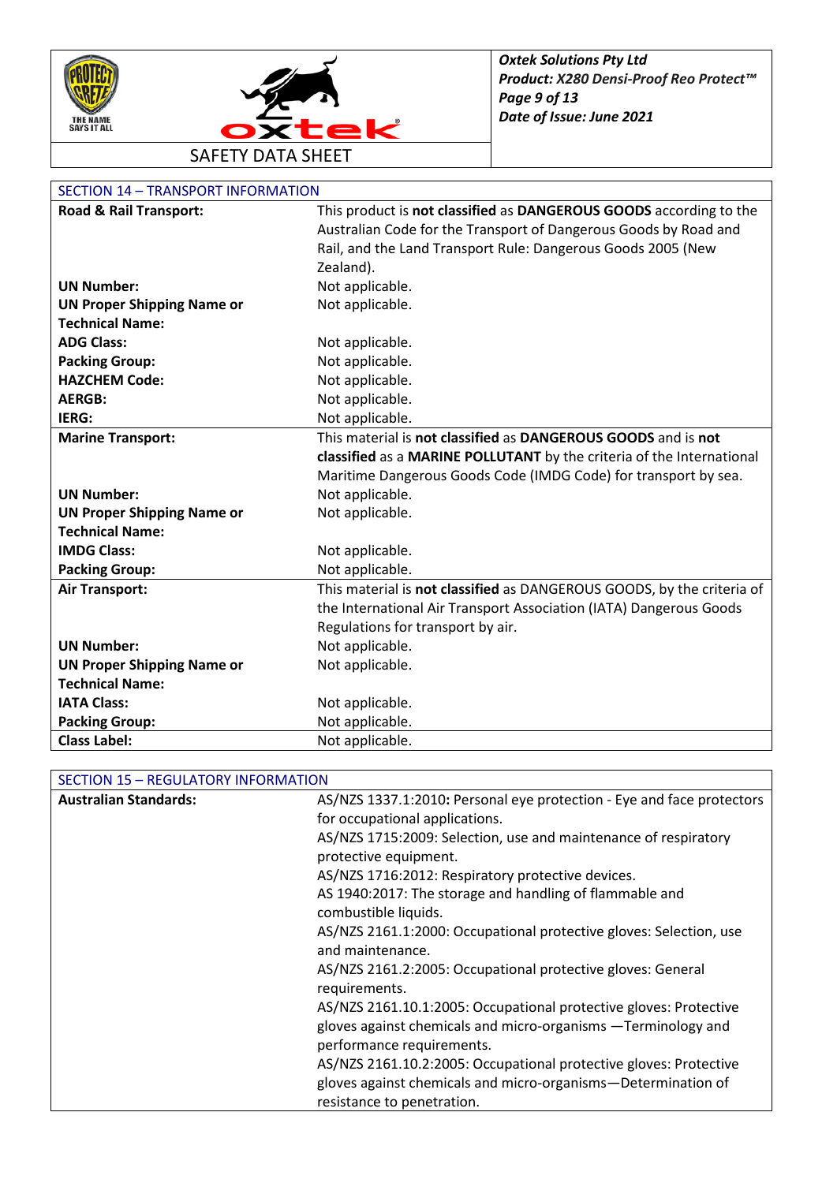## SECTION 14 – TRANSPORT INFORMATION

| | |
|---|---|
| **Road & Rail Transport:** | This product is **not classified** as **DANGEROUS GOODS** according to the Australian Code for the Transport of Dangerous Goods by Road and Rail, and the Land Transport Rule: Dangerous Goods 2005 (New Zealand). |
| **UN Number:** | Not applicable. |
| **UN Proper Shipping Name or Technical Name:** | Not applicable. |
| **ADG Class:** | Not applicable. |
| **Packing Group:** | Not applicable. |
| **HAZCHEM Code:** | Not applicable. |
| **AERGB:** | Not applicable. |
| **IERG:** | Not applicable. |
| **Marine Transport:** | This material is **not classified** as **DANGEROUS GOODS** and is **not classified** as a **MARINE POLLUTANT** by the criteria of the International Maritime Dangerous Goods Code (IMDG Code) for transport by sea. |
| **UN Number:** | Not applicable. |
| **UN Proper Shipping Name or Technical Name:** | Not applicable. |
| **IMDG Class:** | Not applicable. |
| **Packing Group:** | Not applicable. |
| **Air Transport:** | This material is **not classified** as DANGEROUS GOODS, by the criteria of the International Air Transport Association (IATA) Dangerous Goods Regulations for transport by air. |
| **UN Number:** | Not applicable. |
| **UN Proper Shipping Name or Technical Name:** | Not applicable. |
| **IATA Class:** | Not applicable. |
| **Packing Group:** | Not applicable. |
| **Class Label:** | Not applicable. |

## SECTION 15 – REGULATORY INFORMATION

| | |
|---|---|
| **Australian Standards:** | AS/NZS 1337.1:2010**:** Personal eye protection - Eye and face protectors for occupational applications.<br>AS/NZS 1715:2009: Selection, use and maintenance of respiratory protective equipment.<br>AS/NZS 1716:2012: Respiratory protective devices.<br>AS 1940:2017: The storage and handling of flammable and combustible liquids.<br>AS/NZS 2161.1:2000: Occupational protective gloves: Selection, use and maintenance.<br>AS/NZS 2161.2:2005: Occupational protective gloves: General requirements.<br>AS/NZS 2161.10.1:2005: Occupational protective gloves: Protective gloves against chemicals and micro-organisms —Terminology and performance requirements.<br>AS/NZS 2161.10.2:2005: Occupational protective gloves: Protective gloves against chemicals and micro-organisms—Determination of resistance to penetration. |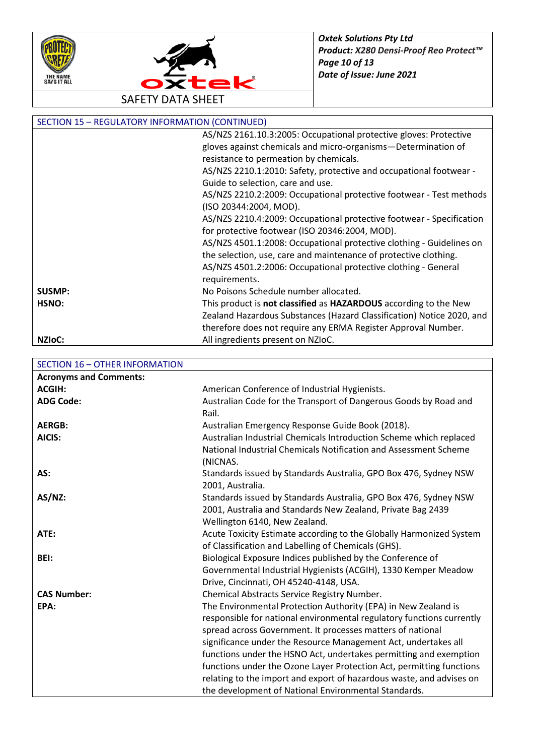## SECTION 15 – REGULATORY INFORMATION (CONTINUED)

| | |
|---|---|
| | AS/NZS 2161.10.3:2005: Occupational protective gloves: Protective gloves against chemicals and micro-organisms—Determination of resistance to permeation by chemicals. AS/NZS 2210.1:2010: Safety, protective and occupational footwear - Guide to selection, care and use. AS/NZS 2210.2:2009: Occupational protective footwear - Test methods (ISO 20344:2004, MOD). AS/NZS 2210.4:2009: Occupational protective footwear - Specification for protective footwear (ISO 20346:2004, MOD). AS/NZS 4501.1:2008: Occupational protective clothing - Guidelines on the selection, use, care and maintenance of protective clothing. AS/NZS 4501.2:2006: Occupational protective clothing - General requirements. |
| **SUSMP:** | No Poisons Schedule number allocated. |
| **HSNO:** | This product is **not classified** as **HAZARDOUS** according to the New Zealand Hazardous Substances (Hazard Classification) Notice 2020, and therefore does not require any ERMA Register Approval Number. |
| **NZIoC:** | All ingredients present on NZIoC. |

## SECTION 16 – OTHER INFORMATION

| **Acronyms and Comments:** | |
|---|---|
| **ACGIH:** | American Conference of Industrial Hygienists. |
| **ADG Code:** | Australian Code for the Transport of Dangerous Goods by Road and Rail. |
| **AERGB:** | Australian Emergency Response Guide Book (2018). |
| **AICIS:** | Australian Industrial Chemicals Introduction Scheme which replaced National Industrial Chemicals Notification and Assessment Scheme (NICNAS. |
| **AS:** | Standards issued by Standards Australia, GPO Box 476, Sydney NSW 2001, Australia. |
| **AS/NZ:** | Standards issued by Standards Australia, GPO Box 476, Sydney NSW 2001, Australia and Standards New Zealand, Private Bag 2439 Wellington 6140, New Zealand. |
| **ATE:** | Acute Toxicity Estimate according to the Globally Harmonized System of Classification and Labelling of Chemicals (GHS). |
| **BEI:** | Biological Exposure Indices published by the Conference of Governmental Industrial Hygienists (ACGIH), 1330 Kemper Meadow Drive, Cincinnati, OH 45240-4148, USA. |
| **CAS Number:** | Chemical Abstracts Service Registry Number. |
| **EPA:** | The Environmental Protection Authority (EPA) in New Zealand is responsible for national environmental regulatory functions currently spread across Government. It processes matters of national significance under the Resource Management Act, undertakes all functions under the HSNO Act, undertakes permitting and exemption functions under the Ozone Layer Protection Act, permitting functions relating to the import and export of hazardous waste, and advises on the development of National Environmental Standards. |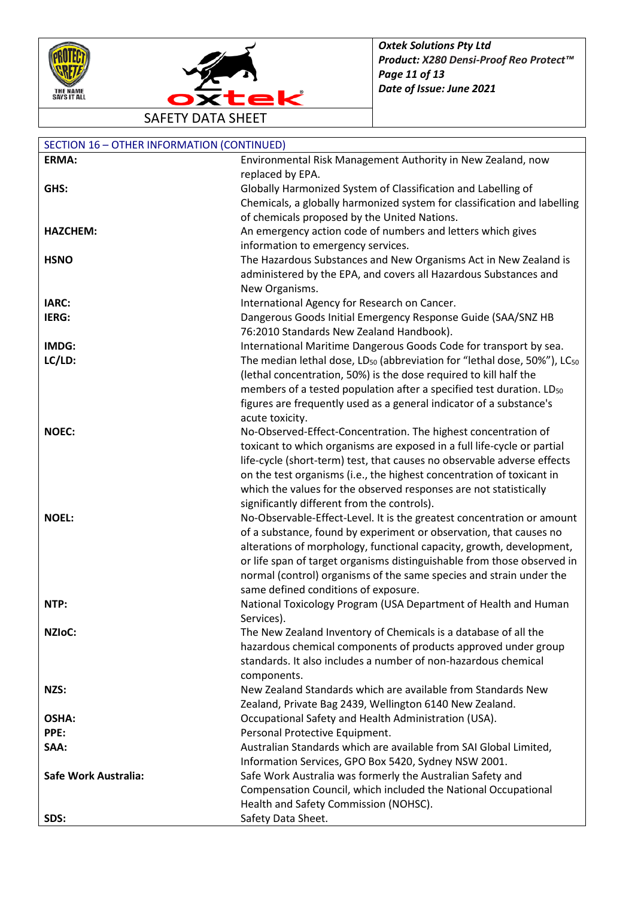## SECTION 16 – OTHER INFORMATION (CONTINUED)

| | |
|---|---|
| **ERMA:** | Environmental Risk Management Authority in New Zealand, now replaced by EPA. |
| **GHS:** | Globally Harmonized System of Classification and Labelling of Chemicals, a globally harmonized system for classification and labelling of chemicals proposed by the United Nations. |
| **HAZCHEM:** | An emergency action code of numbers and letters which gives information to emergency services. |
| **HSNO** | The Hazardous Substances and New Organisms Act in New Zealand is administered by the EPA, and covers all Hazardous Substances and New Organisms. |
| **IARC:** | International Agency for Research on Cancer. |
| **IERG:** | Dangerous Goods Initial Emergency Response Guide (SAA/SNZ HB 76:2010 Standards New Zealand Handbook). |
| **IMDG:** | International Maritime Dangerous Goods Code for transport by sea. |
| **LC/LD:** | The median lethal dose, $LD_{50}$ (abbreviation for "lethal dose, 50%"), $LC_{50}$ (lethal concentration, 50%) is the dose required to kill half the members of a tested population after a specified test duration. $LD_{50}$ figures are frequently used as a general indicator of a substance's acute toxicity. |
| **NOEC:** | No-Observed-Effect-Concentration. The highest concentration of toxicant to which organisms are exposed in a full life-cycle or partial life-cycle (short-term) test, that causes no observable adverse effects on the test organisms (i.e., the highest concentration of toxicant in which the values for the observed responses are not statistically significantly different from the controls). |
| **NOEL:** | No-Observable-Effect-Level. It is the greatest concentration or amount of a substance, found by experiment or observation, that causes no alterations of morphology, functional capacity, growth, development, or life span of target organisms distinguishable from those observed in normal (control) organisms of the same species and strain under the same defined conditions of exposure. |
| **NTP:** | National Toxicology Program (USA Department of Health and Human Services). |
| **NZIoC:** | The New Zealand Inventory of Chemicals is a database of all the hazardous chemical components of products approved under group standards. It also includes a number of non-hazardous chemical components. |
| **NZS:** | New Zealand Standards which are available from Standards New Zealand, Private Bag 2439, Wellington 6140 New Zealand. |
| **OSHA:** | Occupational Safety and Health Administration (USA). |
| **PPE:** | Personal Protective Equipment. |
| **SAA:** | Australian Standards which are available from SAI Global Limited, Information Services, GPO Box 5420, Sydney NSW 2001. |
| **Safe Work Australia:** | Safe Work Australia was formerly the Australian Safety and Compensation Council, which included the National Occupational Health and Safety Commission (NOHSC). |
| **SDS:** | Safety Data Sheet. |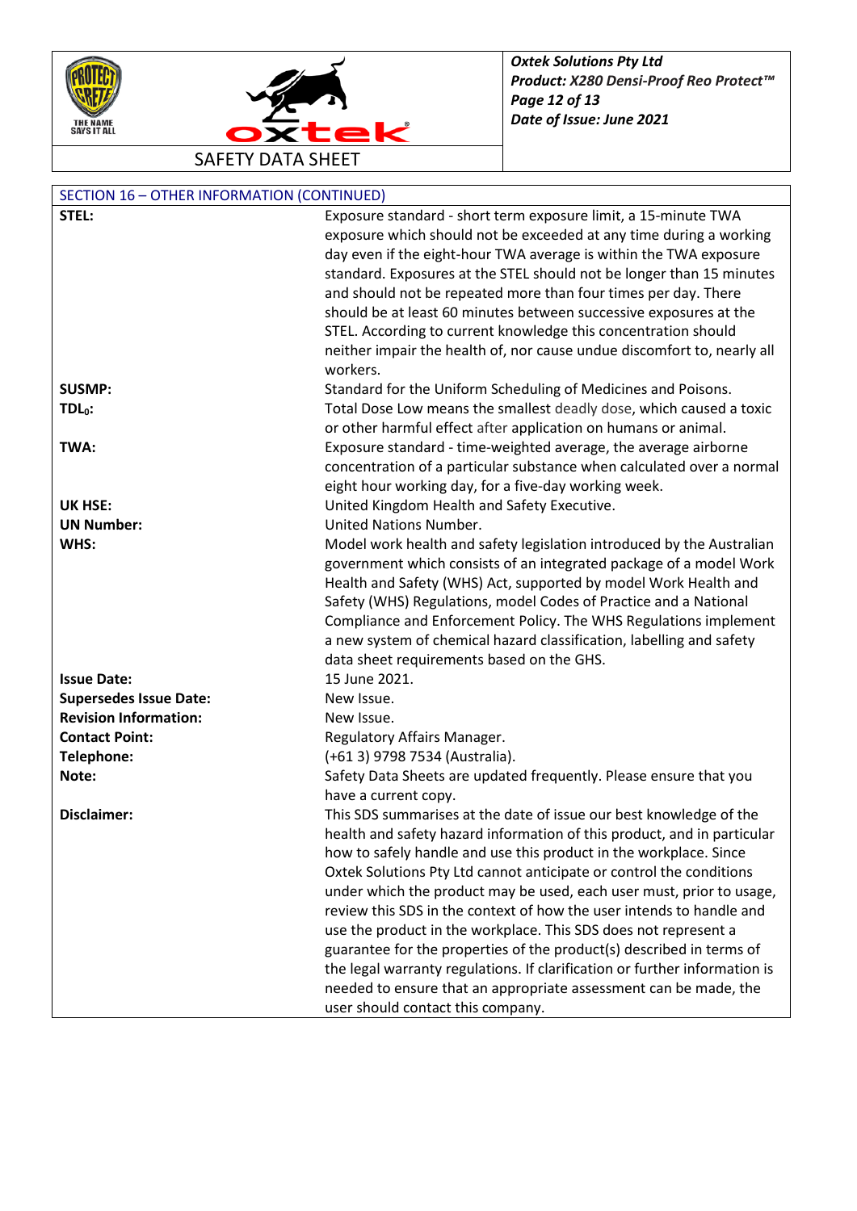## SECTION 16 – OTHER INFORMATION (CONTINUED)

| | |
|---|---|
| **STEL:** | Exposure standard - short term exposure limit, a 15-minute TWA exposure which should not be exceeded at any time during a working day even if the eight-hour TWA average is within the TWA exposure standard. Exposures at the STEL should not be longer than 15 minutes and should not be repeated more than four times per day. There should be at least 60 minutes between successive exposures at the STEL. According to current knowledge this concentration should neither impair the health of, nor cause undue discomfort to, nearly all workers. |
| **SUSMP:** | Standard for the Uniform Scheduling of Medicines and Poisons. |
| **$TDL_0$:** | Total Dose Low means the smallest deadly dose, which caused a toxic or other harmful effect after application on humans or animal. |
| **TWA:** | Exposure standard - time-weighted average, the average airborne concentration of a particular substance when calculated over a normal eight hour working day, for a five-day working week. |
| **UK HSE:** | United Kingdom Health and Safety Executive. |
| **UN Number:** | United Nations Number. |
| **WHS:** | Model work health and safety legislation introduced by the Australian government which consists of an integrated package of a model Work Health and Safety (WHS) Act, supported by model Work Health and Safety (WHS) Regulations, model Codes of Practice and a National Compliance and Enforcement Policy. The WHS Regulations implement a new system of chemical hazard classification, labelling and safety data sheet requirements based on the GHS. |
| **Issue Date:** | 15 June 2021. |
| **Supersedes Issue Date:** | New Issue. |
| **Revision Information:** | New Issue. |
| **Contact Point:** | Regulatory Affairs Manager. |
| **Telephone:** | (+61 3) 9798 7534 (Australia). |
| **Note:** | Safety Data Sheets are updated frequently. Please ensure that you have a current copy. |
| **Disclaimer:** | This SDS summarises at the date of issue our best knowledge of the health and safety hazard information of this product, and in particular how to safely handle and use this product in the workplace. Since Oxtek Solutions Pty Ltd cannot anticipate or control the conditions under which the product may be used, each user must, prior to usage, review this SDS in the context of how the user intends to handle and use the product in the workplace. This SDS does not represent a guarantee for the properties of the product(s) described in terms of the legal warranty regulations. If clarification or further information is needed to ensure that an appropriate assessment can be made, the user should contact this company. |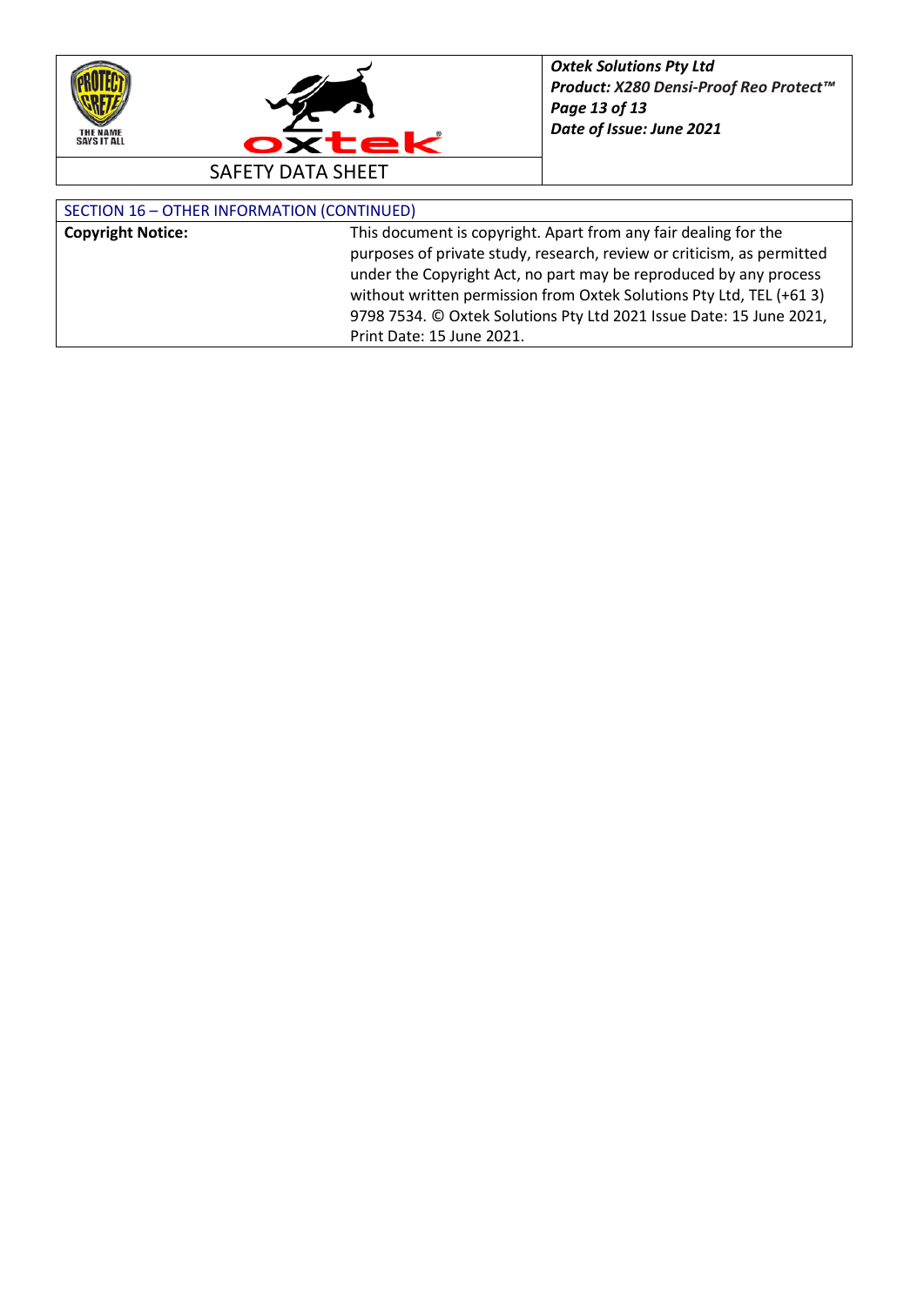## SECTION 16 – OTHER INFORMATION (CONTINUED)

| | |
|---|---|
| **Copyright Notice:** | This document is copyright. Apart from any fair dealing for the purposes of private study, research, review or criticism, as permitted under the Copyright Act, no part may be reproduced by any process without written permission from Oxtek Solutions Pty Ltd, TEL (+61 3) 9798 7534. © Oxtek Solutions Pty Ltd 2021 Issue Date: 15 June 2021, Print Date: 15 June 2021. |